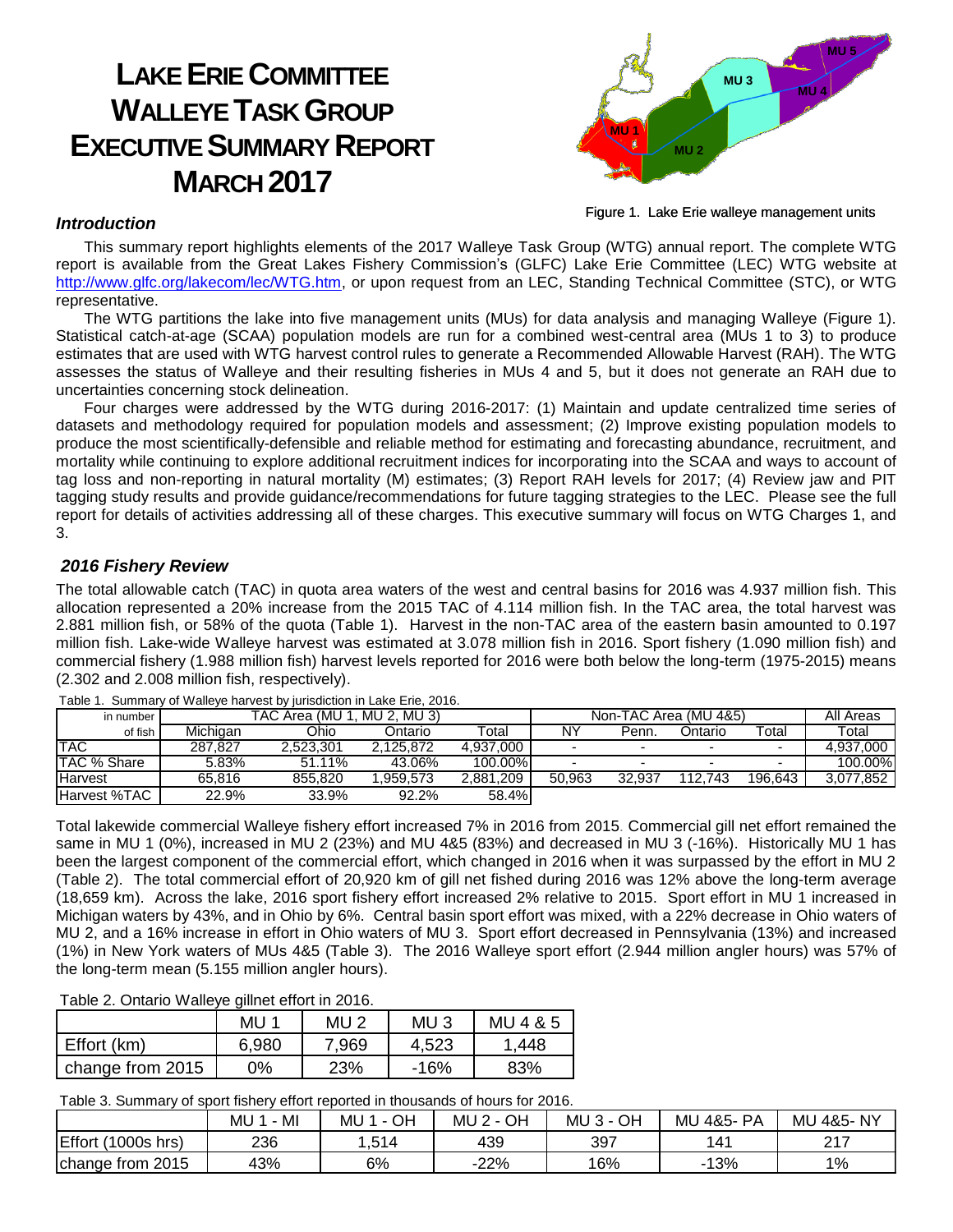# LAKE ERIE COMMITTEE WALLEYE TASK GROUP EXECUTIVE SUMMARY REPORT MARCH 2017

Figure 1. Lake Erie walleye management units

### *Introduction*

This summary report highlights elements of the 2017 Walleye Task Group (WTG) annual report. The complete WTG report is available from the Great Lakes Fishery Commission's (GLFC) Lake Erie Committee (LEC) WTG website at http://www.glfc.org/lakecom/lec/WTG.htm, or upon request from an LEC, Standing Technical Committee (STC), or WTG representative.

The WTG partitions the lake into five management units (MUs) for data analysis and managing Walleye (Figure 1). Statistical catch-at-age (SCAA) population models are run for a combined west-central area (MUs 1 to 3) to produce estimates that are used with WTG harvest control rules to generate a Recommended Allowable Harvest (RAH). The WTG assesses the status of Walleye and their resulting fisheries in MUs 4 and 5, but it does not generate an RAH due to uncertainties concerning stock delineation.

Four charges were addressed by the WTG during 2016-2017: (1) Maintain and update centralized time series of datasets and methodology required for population models and assessment; (2) Improve existing population models to produce the most scientifically-defensible and reliable method for estimating and forecasting abundance, recruitment, and mortality while continuing to explore additional recruitment indices for incorporating into the SCAA and ways to account of tag loss and non-reporting in natural mortality (M) estimates; (3) Report RAH levels for 2017; (4) Review jaw and PIT tagging study results and provide guidance/recommendations for future tagging strategies to the LEC. Please see the full report for details of activities addressing all of these charges. This executive summary will focus on WTG Charges 1, and 3.

### *2016 Fishery Review*

The total allowable catch (TAC) in quota area waters of the west and central basins for 2016 was 4.937 million fish. This allocation represented a 20% increase from the 2015 TAC of 4.114 million fish. In the TAC area, the total harvest was 2.881 million fish, or 58% of the quota (Table 1). Harvest in the non-TAC area of the eastern basin amounted to 0.197 million fish. Lake-wide Walleye harvest was estimated at 3.078 million fish in 2016. Sport fishery (1.090 million fish) and commercial fishery (1.988 million fish) harvest levels reported for 2016 were both below the long-term (1975-2015) means (2.302 and 2.008 million fish, respectively).

Table 1. Summary of Walleye harvest by jurisdiction in Lake Erie, 2016.

| in number | TAC Area (MU 1, MU 2, MU 3) | | | | Non-TAC Area (MU 4&5) | | | | All Areas |
|---|---|---|---|---|---|---|---|---|---|
| of fish | Michigan | Ohio | Ontario | Total | NY | Penn. | Ontario | Total | Total |
| TAC | 287,827 | 2,523,301 | 2,125,872 | 4,937,000 | - | - | - | - | 4,937,000 |
| TAC % Share | 5.83% | 51.11% | 43.06% | 100.00% | - | - | - | - | 100.00% |
| Harvest | 65,816 | 855,820 | 1,959,573 | 2,881,209 | 50,963 | 32,937 | 112,743 | 196,643 | 3,077,852 |
| Harvest %TAC | 22.9% | 33.9% | 92.2% | 58.4% | | | | | |

Total lakewide commercial Walleye fishery effort increased 7% in 2016 from 2015. Commercial gill net effort remained the same in MU 1 (0%), increased in MU 2 (23%) and MU 4&5 (83%) and decreased in MU 3 (-16%). Historically MU 1 has been the largest component of the commercial effort, which changed in 2016 when it was surpassed by the effort in MU 2 (Table 2). The total commercial effort of 20,920 km of gill net fished during 2016 was 12% above the long-term average (18,659 km). Across the lake, 2016 sport fishery effort increased 2% relative to 2015. Sport effort in MU 1 increased in Michigan waters by 43%, and in Ohio by 6%. Central basin sport effort was mixed, with a 22% decrease in Ohio waters of MU 2, and a 16% increase in effort in Ohio waters of MU 3. Sport effort decreased in Pennsylvania (13%) and increased (1%) in New York waters of MUs 4&5 (Table 3). The 2016 Walleye sport effort (2.944 million angler hours) was 57% of the long-term mean (5.155 million angler hours).

Table 2. Ontario Walleye gillnet effort in 2016.

| | MU 1 | MU 2 | MU 3 | MU 4 & 5 |
|---|---|---|---|---|
| Effort (km) | 6,980 | 7,969 | 4,523 | 1,448 |
| change from 2015 | 0% | 23% | -16% | 83% |

Table 3. Summary of sport fishery effort reported in thousands of hours for 2016.

| | MU 1 - MI | MU 1 - OH | MU 2 - OH | MU 3 - OH | MU 4&5- PA | MU 4&5- NY |
|---|---|---|---|---|---|---|
| Effort (1000s hrs) | 236 | 1,514 | 439 | 397 | 141 | 217 |
| change from 2015 | 43% | 6% | -22% | 16% | -13% | 1% |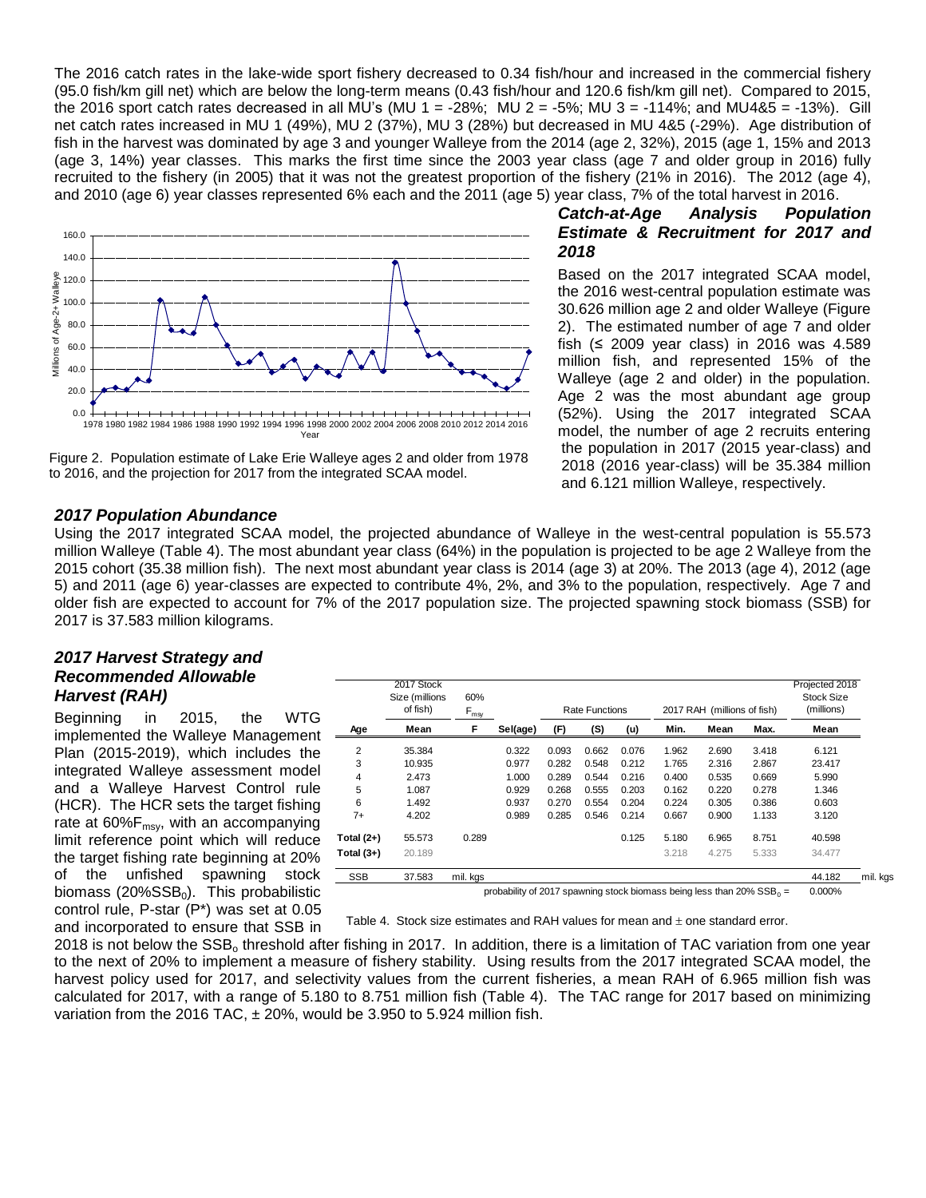The 2016 catch rates in the lake-wide sport fishery decreased to 0.34 fish/hour and increased in the commercial fishery (95.0 fish/km gill net) which are below the long-term means (0.43 fish/hour and 120.6 fish/km gill net). Compared to 2015, the 2016 sport catch rates decreased in all MU's (MU 1 = -28%; MU 2 = -5%; MU 3 = -114%; and MU4&5 = -13%). Gill net catch rates increased in MU 1 (49%), MU 2 (37%), MU 3 (28%) but decreased in MU 4&5 (-29%). Age distribution of fish in the harvest was dominated by age 3 and younger Walleye from the 2014 (age 2, 32%), 2015 (age 1, 15% and 2013 (age 3, 14%) year classes. This marks the first time since the 2003 year class (age 7 and older group in 2016) fully recruited to the fishery (in 2005) that it was not the greatest proportion of the fishery (21% in 2016). The 2012 (age 4), and 2010 (age 6) year classes represented 6% each and the 2011 (age 5) year class, 7% of the total harvest in 2016.

Millions of Age-2+ Walleye
160.0
140.0
120.0
100.0
80.0
60.0
40.0
20.0
0.0
1978 1980 1982 1984 1986 1988 1990 1992 1994 1996 1998 2000 2002 2004 2006 2008 2010 2012 2014 2016
Year

Figure 2. Population estimate of Lake Erie Walleye ages 2 and older from 1978 to 2016, and the projection for 2017 from the integrated SCAA model.

### *Catch-at-Age Analysis Population Estimate & Recruitment for 2017 and 2018*

Based on the 2017 integrated SCAA model, the 2016 west-central population estimate was 30.626 million age 2 and older Walleye (Figure 2). The estimated number of age 7 and older fish (≤ 2009 year class) in 2016 was 4.589 million fish, and represented 15% of the Walleye (age 2 and older) in the population. Age 2 was the most abundant age group (52%). Using the 2017 integrated SCAA model, the number of age 2 recruits entering the population in 2017 (2015 year-class) and 2018 (2016 year-class) will be 35.384 million and 6.121 million Walleye, respectively.

### *2017 Population Abundance*

Using the 2017 integrated SCAA model, the projected abundance of Walleye in the west-central population is 55.573 million Walleye (Table 4). The most abundant year class (64%) in the population is projected to be age 2 Walleye from the 2015 cohort (35.38 million fish). The next most abundant year class is 2014 (age 3) at 20%. The 2013 (age 4), 2012 (age 5) and 2011 (age 6) year-classes are expected to contribute 4%, 2%, and 3% to the population, respectively. Age 7 and older fish are expected to account for 7% of the 2017 population size. The projected spawning stock biomass (SSB) for 2017 is 37.583 million kilograms.

### *2017 Harvest Strategy and Recommended Allowable Harvest (RAH)*

Beginning in 2015, the WTG implemented the Walleye Management Plan (2015-2019), which includes the integrated Walleye assessment model and a Walleye Harvest Control rule (HCR). The HCR sets the target fishing rate at 60%$F_{msy}$, with an accompanying limit reference point which will reduce the target fishing rate beginning at 20% of the unfished spawning stock biomass (20%$SSB_0$). This probabilistic control rule, P-star (P*) was set at 0.05 and incorporated to ensure that SSB in 2018 is not below the $SSB_0$ threshold after fishing in 2017. In addition, there is a limitation of TAC variation from one year to the next of 20% to implement a measure of fishery stability. Using results from the 2017 integrated SCAA model, the harvest policy used for 2017, and selectivity values from the current fisheries, a mean RAH of 6.965 million fish was calculated for 2017, with a range of 5.180 to 8.751 million fish (Table 4). The TAC range for 2017 based on minimizing variation from the 2016 TAC, ± 20%, would be 3.950 to 5.924 million fish.

| | 2017 Stock Size (millions of fish) | 60% $F_{msy}$ | | Rate Functions | | | 2017 RAH (millions of fish) | | | Projected 2018 Stock Size (millions) | |
|---|---|---|---|---|---|---|---|---|---|---|---|
| Age | Mean | F | Sel(age) | (F) | (S) | (u) | Min. | Mean | Max. | Mean | |
| 2 | 35.384 | | 0.322 | 0.093 | 0.662 | 0.076 | 1.962 | 2.690 | 3.418 | 6.121 | |
| 3 | 10.935 | | 0.977 | 0.282 | 0.548 | 0.212 | 1.765 | 2.316 | 2.867 | 23.417 | |
| 4 | 2.473 | | 1.000 | 0.289 | 0.544 | 0.216 | 0.400 | 0.535 | 0.669 | 5.990 | |
| 5 | 1.087 | | 0.929 | 0.268 | 0.555 | 0.203 | 0.162 | 0.220 | 0.278 | 1.346 | |
| 6 | 1.492 | | 0.937 | 0.270 | 0.554 | 0.204 | 0.224 | 0.305 | 0.386 | 0.603 | |
| 7+ | 4.202 | | 0.989 | 0.285 | 0.546 | 0.214 | 0.667 | 0.900 | 1.133 | 3.120 | |
| Total (2+) | 55.573 | 0.289 | | | | 0.125 | 5.180 | 6.965 | 8.751 | 40.598 | |
| Total (3+) | 20.189 | | | | | | 3.218 | 4.275 | 5.333 | 34.477 | |
| SSB | 37.583 | mil. kgs | | | | | | | | 44.182 | mil. kgs |
| | | | | probability of 2017 spawning stock biomass being less than 20% $SSB_0$ = | | | | | | 0.000% | |

Table 4. Stock size estimates and RAH values for mean and ± one standard error.